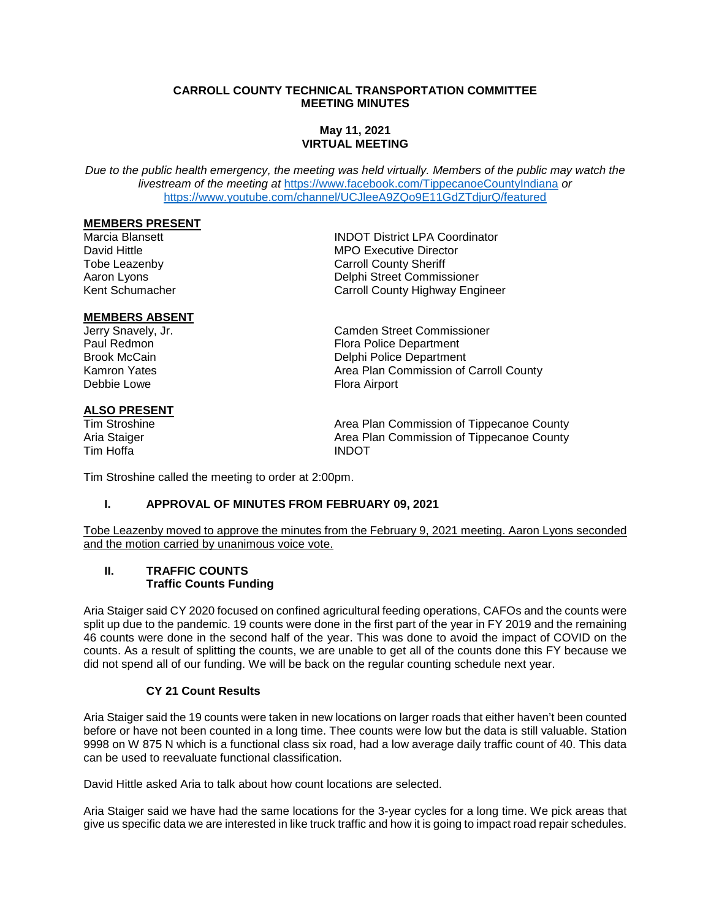**CARROLL COUNTY TECHNICAL TRANSPORTATION COMMITTEE**
**MEETING MINUTES**

**May 11, 2021**
**VIRTUAL MEETING**

*Due to the public health emergency, the meeting was held virtually. Members of the public may watch the livestream of the meeting at* https://www.facebook.com/TippecanoeCountyIndiana *or* https://www.youtube.com/channel/UCJleeA9ZQo9E11GdZTdjurQ/featured

**MEMBERS PRESENT**

| | |
|---|---|
| Marcia Blansett | INDOT District LPA Coordinator |
| David Hittle | MPO Executive Director |
| Tobe Leazenby | Carroll County Sheriff |
| Aaron Lyons | Delphi Street Commissioner |
| Kent Schumacher | Carroll County Highway Engineer |

**MEMBERS ABSENT**

| | |
|---|---|
| Jerry Snavely, Jr. | Camden Street Commissioner |
| Paul Redmon | Flora Police Department |
| Brook McCain | Delphi Police Department |
| Kamron Yates | Area Plan Commission of Carroll County |
| Debbie Lowe | Flora Airport |

**ALSO PRESENT**

| | |
|---|---|
| Tim Stroshine | Area Plan Commission of Tippecanoe County |
| Aria Staiger | Area Plan Commission of Tippecanoe County |
| Tim Hoffa | INDOT |

Tim Stroshine called the meeting to order at 2:00pm.

## I. APPROVAL OF MINUTES FROM FEBRUARY 09, 2021

Tobe Leazenby moved to approve the minutes from the February 9, 2021 meeting. Aaron Lyons seconded and the motion carried by unanimous voice vote.

## II. TRAFFIC COUNTS

### Traffic Counts Funding

Aria Staiger said CY 2020 focused on confined agricultural feeding operations, CAFOs and the counts were split up due to the pandemic. 19 counts were done in the first part of the year in FY 2019 and the remaining 46 counts were done in the second half of the year. This was done to avoid the impact of COVID on the counts. As a result of splitting the counts, we are unable to get all of the counts done this FY because we did not spend all of our funding. We will be back on the regular counting schedule next year.

### CY 21 Count Results

Aria Staiger said the 19 counts were taken in new locations on larger roads that either haven't been counted before or have not been counted in a long time. Thee counts were low but the data is still valuable. Station 9998 on W 875 N which is a functional class six road, had a low average daily traffic count of 40. This data can be used to reevaluate functional classification.

David Hittle asked Aria to talk about how count locations are selected.

Aria Staiger said we have had the same locations for the 3-year cycles for a long time. We pick areas that give us specific data we are interested in like truck traffic and how it is going to impact road repair schedules.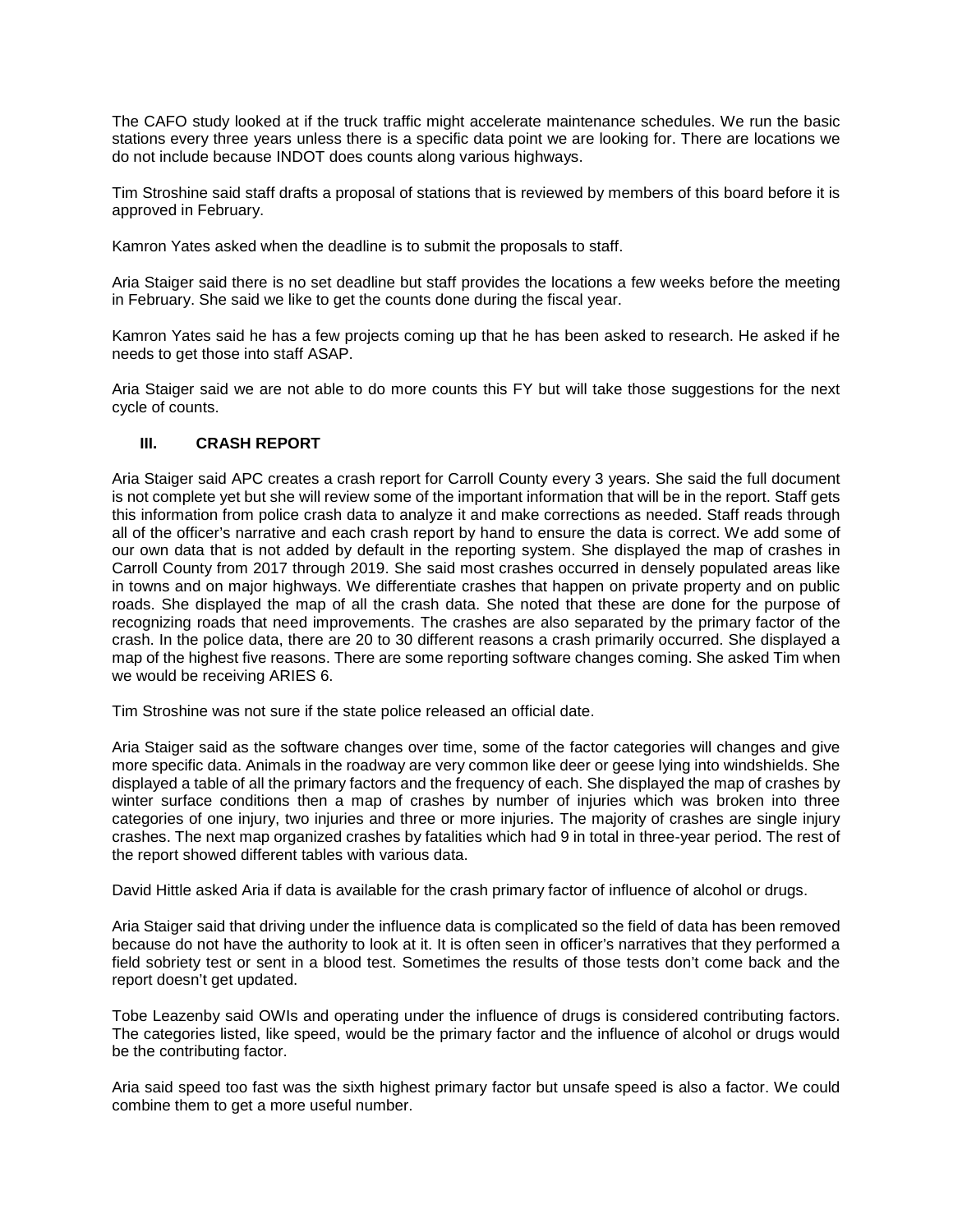The CAFO study looked at if the truck traffic might accelerate maintenance schedules. We run the basic stations every three years unless there is a specific data point we are looking for. There are locations we do not include because INDOT does counts along various highways.

Tim Stroshine said staff drafts a proposal of stations that is reviewed by members of this board before it is approved in February.

Kamron Yates asked when the deadline is to submit the proposals to staff.

Aria Staiger said there is no set deadline but staff provides the locations a few weeks before the meeting in February. She said we like to get the counts done during the fiscal year.

Kamron Yates said he has a few projects coming up that he has been asked to research. He asked if he needs to get those into staff ASAP.

Aria Staiger said we are not able to do more counts this FY but will take those suggestions for the next cycle of counts.

### III. CRASH REPORT

Aria Staiger said APC creates a crash report for Carroll County every 3 years. She said the full document is not complete yet but she will review some of the important information that will be in the report. Staff gets this information from police crash data to analyze it and make corrections as needed. Staff reads through all of the officer's narrative and each crash report by hand to ensure the data is correct. We add some of our own data that is not added by default in the reporting system. She displayed the map of crashes in Carroll County from 2017 through 2019. She said most crashes occurred in densely populated areas like in towns and on major highways. We differentiate crashes that happen on private property and on public roads. She displayed the map of all the crash data. She noted that these are done for the purpose of recognizing roads that need improvements. The crashes are also separated by the primary factor of the crash. In the police data, there are 20 to 30 different reasons a crash primarily occurred. She displayed a map of the highest five reasons. There are some reporting software changes coming. She asked Tim when we would be receiving ARIES 6.

Tim Stroshine was not sure if the state police released an official date.

Aria Staiger said as the software changes over time, some of the factor categories will changes and give more specific data. Animals in the roadway are very common like deer or geese lying into windshields. She displayed a table of all the primary factors and the frequency of each. She displayed the map of crashes by winter surface conditions then a map of crashes by number of injuries which was broken into three categories of one injury, two injuries and three or more injuries. The majority of crashes are single injury crashes. The next map organized crashes by fatalities which had 9 in total in three-year period. The rest of the report showed different tables with various data.

David Hittle asked Aria if data is available for the crash primary factor of influence of alcohol or drugs.

Aria Staiger said that driving under the influence data is complicated so the field of data has been removed because do not have the authority to look at it. It is often seen in officer's narratives that they performed a field sobriety test or sent in a blood test. Sometimes the results of those tests don't come back and the report doesn't get updated.

Tobe Leazenby said OWIs and operating under the influence of drugs is considered contributing factors. The categories listed, like speed, would be the primary factor and the influence of alcohol or drugs would be the contributing factor.

Aria said speed too fast was the sixth highest primary factor but unsafe speed is also a factor. We could combine them to get a more useful number.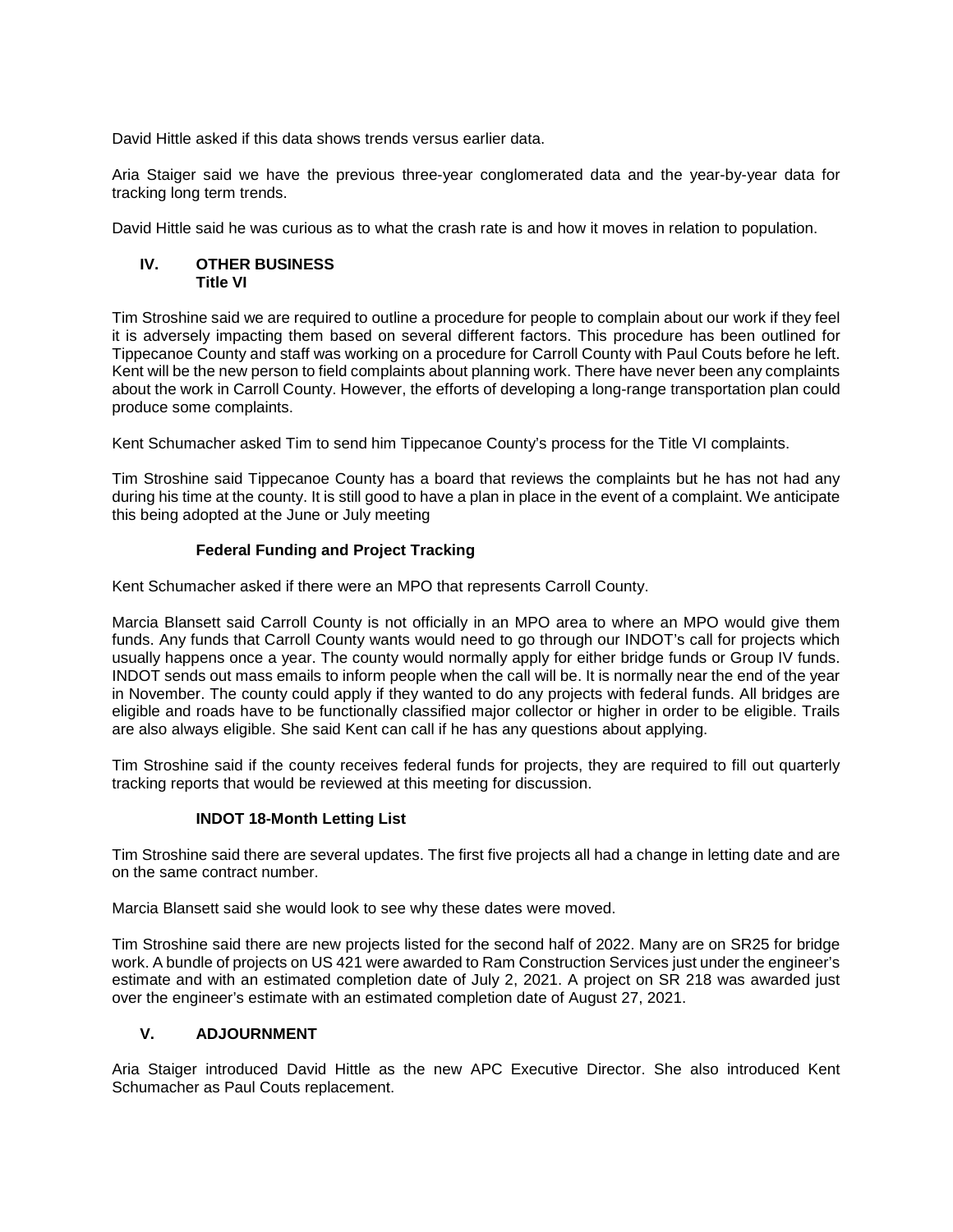David Hittle asked if this data shows trends versus earlier data.

Aria Staiger said we have the previous three-year conglomerated data and the year-by-year data for tracking long term trends.

David Hittle said he was curious as to what the crash rate is and how it moves in relation to population.

## IV. OTHER BUSINESS

### Title VI

Tim Stroshine said we are required to outline a procedure for people to complain about our work if they feel it is adversely impacting them based on several different factors. This procedure has been outlined for Tippecanoe County and staff was working on a procedure for Carroll County with Paul Couts before he left. Kent will be the new person to field complaints about planning work. There have never been any complaints about the work in Carroll County. However, the efforts of developing a long-range transportation plan could produce some complaints.

Kent Schumacher asked Tim to send him Tippecanoe County's process for the Title VI complaints.

Tim Stroshine said Tippecanoe County has a board that reviews the complaints but he has not had any during his time at the county. It is still good to have a plan in place in the event of a complaint. We anticipate this being adopted at the June or July meeting

### Federal Funding and Project Tracking

Kent Schumacher asked if there were an MPO that represents Carroll County.

Marcia Blansett said Carroll County is not officially in an MPO area to where an MPO would give them funds. Any funds that Carroll County wants would need to go through our INDOT's call for projects which usually happens once a year. The county would normally apply for either bridge funds or Group IV funds. INDOT sends out mass emails to inform people when the call will be. It is normally near the end of the year in November. The county could apply if they wanted to do any projects with federal funds. All bridges are eligible and roads have to be functionally classified major collector or higher in order to be eligible. Trails are also always eligible. She said Kent can call if he has any questions about applying.

Tim Stroshine said if the county receives federal funds for projects, they are required to fill out quarterly tracking reports that would be reviewed at this meeting for discussion.

### INDOT 18-Month Letting List

Tim Stroshine said there are several updates. The first five projects all had a change in letting date and are on the same contract number.

Marcia Blansett said she would look to see why these dates were moved.

Tim Stroshine said there are new projects listed for the second half of 2022. Many are on SR25 for bridge work. A bundle of projects on US 421 were awarded to Ram Construction Services just under the engineer's estimate and with an estimated completion date of July 2, 2021. A project on SR 218 was awarded just over the engineer's estimate with an estimated completion date of August 27, 2021.

## V. ADJOURNMENT

Aria Staiger introduced David Hittle as the new APC Executive Director. She also introduced Kent Schumacher as Paul Couts replacement.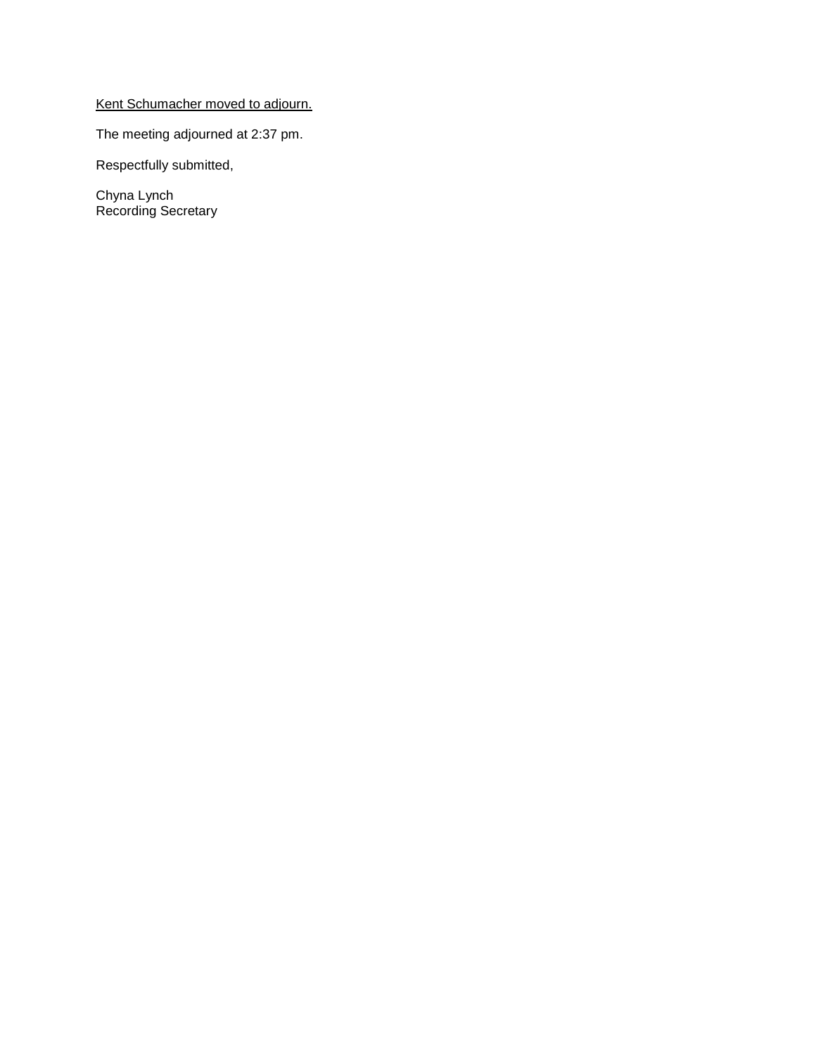<u>Kent Schumacher moved to adjourn.</u>

The meeting adjourned at 2:37 pm.

Respectfully submitted,

Chyna Lynch
Recording Secretary